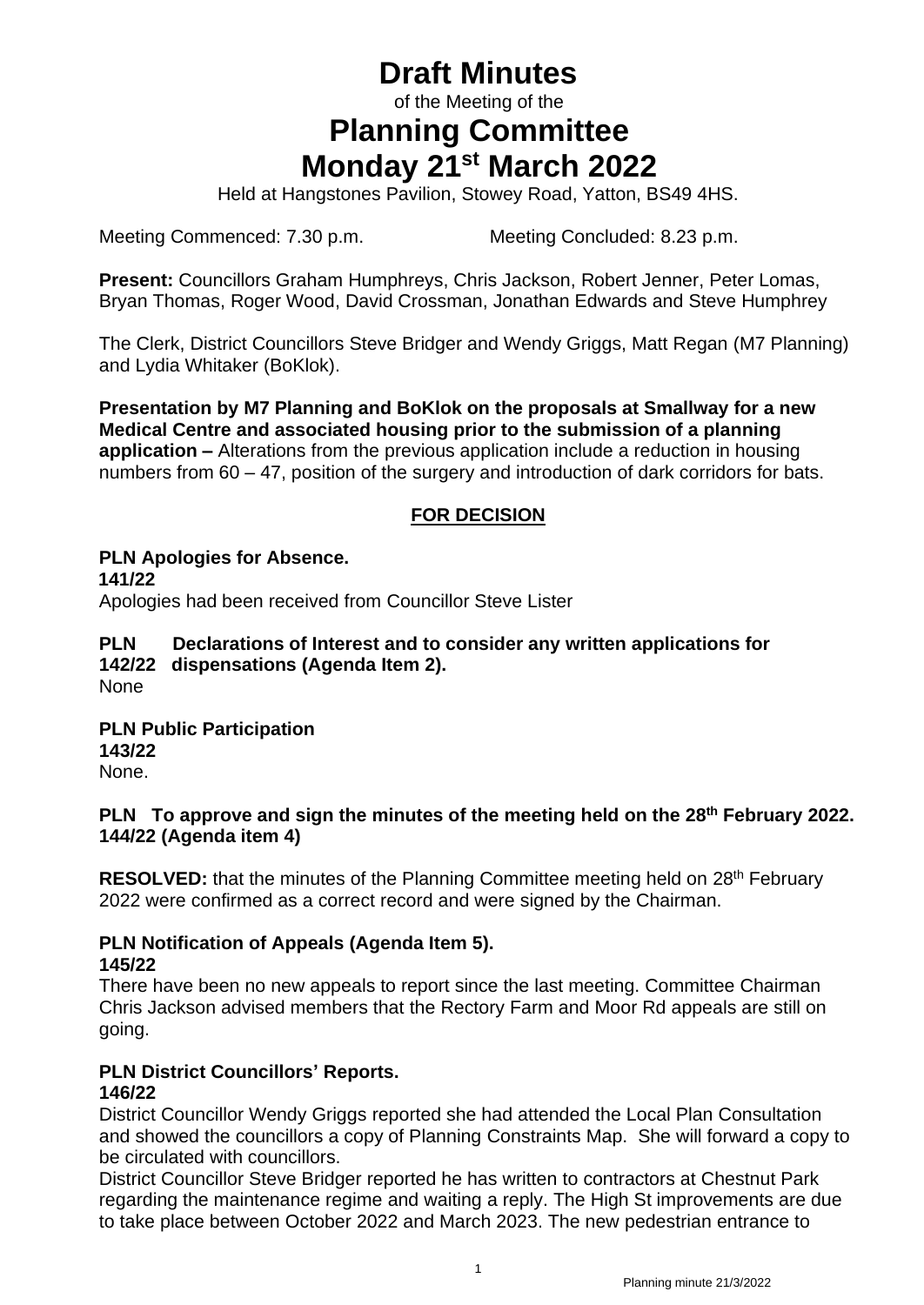# Draft Minutes

of the Meeting of the

# Planning Committee
# Monday 21st March 2022

Held at Hangstones Pavilion, Stowey Road, Yatton, BS49 4HS.

Meeting Commenced: 7.30 p.m. Meeting Concluded: 8.23 p.m.

**Present:** Councillors Graham Humphreys, Chris Jackson, Robert Jenner, Peter Lomas, Bryan Thomas, Roger Wood, David Crossman, Jonathan Edwards and Steve Humphrey

The Clerk, District Councillors Steve Bridger and Wendy Griggs, Matt Regan (M7 Planning) and Lydia Whitaker (BoKlok).

**Presentation by M7 Planning and BoKlok on the proposals at Smallway for a new Medical Centre and associated housing prior to the submission of a planning application –** Alterations from the previous application include a reduction in housing numbers from 60 – 47, position of the surgery and introduction of dark corridors for bats.

## FOR DECISION

**PLN Apologies for Absence.**
**141/22**
Apologies had been received from Councillor Steve Lister

**PLN Declarations of Interest and to consider any written applications for**
**142/22 dispensations (Agenda Item 2).**
None

**PLN Public Participation**
**143/22**
None.

**PLN To approve and sign the minutes of the meeting held on the 28th February 2022.**
**144/22 (Agenda item 4)**

**RESOLVED:** that the minutes of the Planning Committee meeting held on 28th February 2022 were confirmed as a correct record and were signed by the Chairman.

**PLN Notification of Appeals (Agenda Item 5).**
**145/22**
There have been no new appeals to report since the last meeting. Committee Chairman Chris Jackson advised members that the Rectory Farm and Moor Rd appeals are still on going.

**PLN District Councillors' Reports.**
**146/22**
District Councillor Wendy Griggs reported she had attended the Local Plan Consultation and showed the councillors a copy of Planning Constraints Map. She will forward a copy to be circulated with councillors.
District Councillor Steve Bridger reported he has written to contractors at Chestnut Park regarding the maintenance regime and waiting a reply. The High St improvements are due to take place between October 2022 and March 2023. The new pedestrian entrance to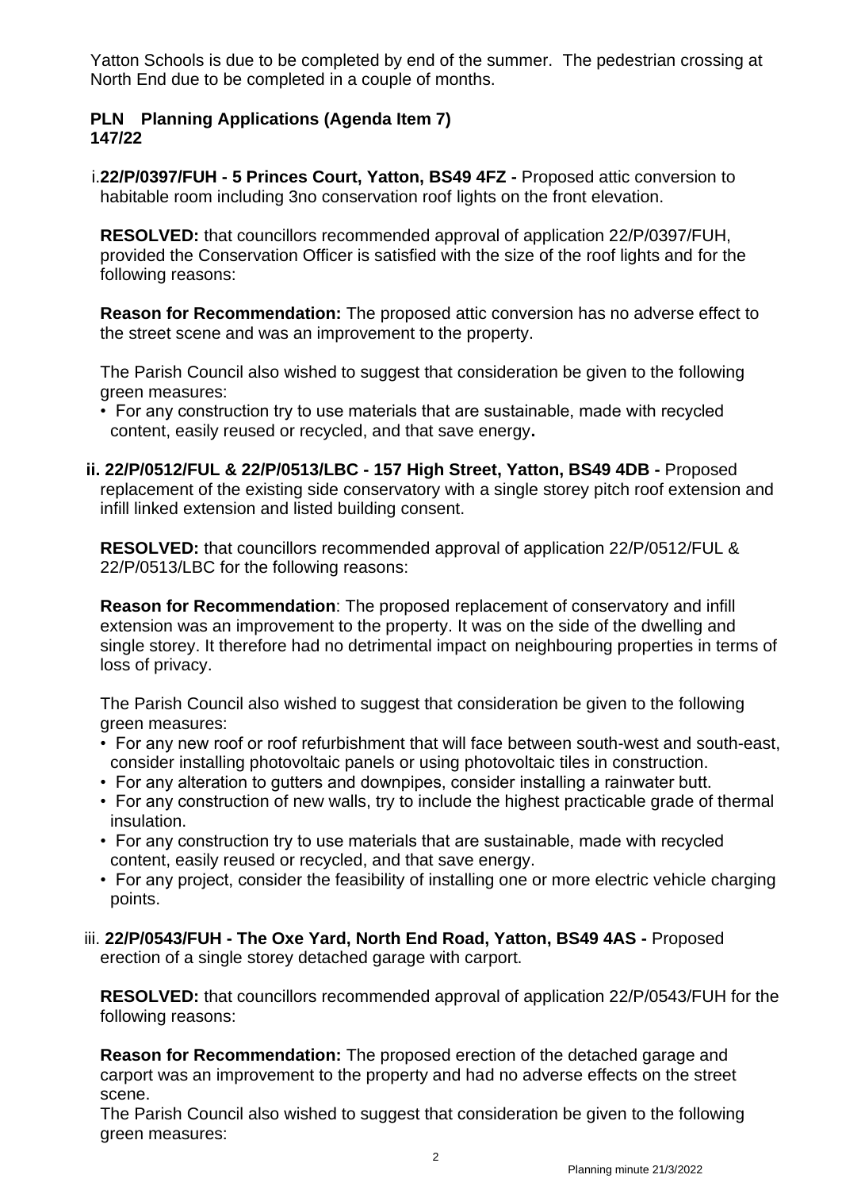Yatton Schools is due to be completed by end of the summer. The pedestrian crossing at North End due to be completed in a couple of months.

**PLN Planning Applications (Agenda Item 7)**
**147/22**

i. **22/P/0397/FUH - 5 Princes Court, Yatton, BS49 4FZ -** Proposed attic conversion to habitable room including 3no conservation roof lights on the front elevation.

**RESOLVED:** that councillors recommended approval of application 22/P/0397/FUH, provided the Conservation Officer is satisfied with the size of the roof lights and for the following reasons:

**Reason for Recommendation:** The proposed attic conversion has no adverse effect to the street scene and was an improvement to the property.

The Parish Council also wished to suggest that consideration be given to the following green measures:

- For any construction try to use materials that are sustainable, made with recycled content, easily reused or recycled, and that save energy.

**ii. 22/P/0512/FUL & 22/P/0513/LBC - 157 High Street, Yatton, BS49 4DB -** Proposed replacement of the existing side conservatory with a single storey pitch roof extension and infill linked extension and listed building consent.

**RESOLVED:** that councillors recommended approval of application 22/P/0512/FUL & 22/P/0513/LBC for the following reasons:

**Reason for Recommendation**: The proposed replacement of conservatory and infill extension was an improvement to the property. It was on the side of the dwelling and single storey. It therefore had no detrimental impact on neighbouring properties in terms of loss of privacy.

The Parish Council also wished to suggest that consideration be given to the following green measures:

- For any new roof or roof refurbishment that will face between south-west and south-east, consider installing photovoltaic panels or using photovoltaic tiles in construction.
- For any alteration to gutters and downpipes, consider installing a rainwater butt.
- For any construction of new walls, try to include the highest practicable grade of thermal insulation.
- For any construction try to use materials that are sustainable, made with recycled content, easily reused or recycled, and that save energy.
- For any project, consider the feasibility of installing one or more electric vehicle charging points.

iii. **22/P/0543/FUH - The Oxe Yard, North End Road, Yatton, BS49 4AS -** Proposed erection of a single storey detached garage with carport.

**RESOLVED:** that councillors recommended approval of application 22/P/0543/FUH for the following reasons:

**Reason for Recommendation:** The proposed erection of the detached garage and carport was an improvement to the property and had no adverse effects on the street scene.
The Parish Council also wished to suggest that consideration be given to the following green measures: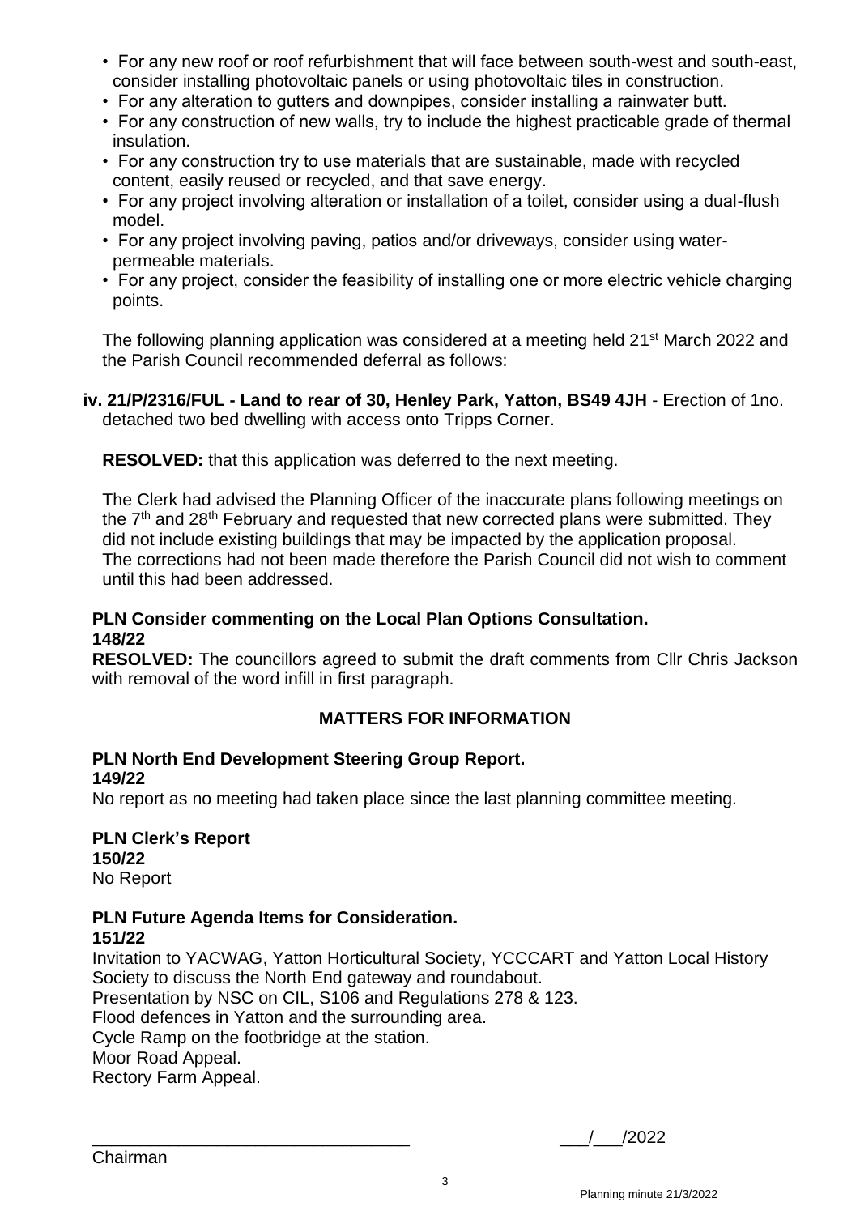- For any new roof or roof refurbishment that will face between south-west and south-east, consider installing photovoltaic panels or using photovoltaic tiles in construction.
- For any alteration to gutters and downpipes, consider installing a rainwater butt.
- For any construction of new walls, try to include the highest practicable grade of thermal insulation.
- For any construction try to use materials that are sustainable, made with recycled content, easily reused or recycled, and that save energy.
- For any project involving alteration or installation of a toilet, consider using a dual-flush model.
- For any project involving paving, patios and/or driveways, consider using water-permeable materials.
- For any project, consider the feasibility of installing one or more electric vehicle charging points.

The following planning application was considered at a meeting held 21st March 2022 and the Parish Council recommended deferral as follows:

**iv. 21/P/2316/FUL - Land to rear of 30, Henley Park, Yatton, BS49 4JH** - Erection of 1no. detached two bed dwelling with access onto Tripps Corner.

**RESOLVED:** that this application was deferred to the next meeting.

The Clerk had advised the Planning Officer of the inaccurate plans following meetings on the 7th and 28th February and requested that new corrected plans were submitted. They did not include existing buildings that may be impacted by the application proposal. The corrections had not been made therefore the Parish Council did not wish to comment until this had been addressed.

**PLN Consider commenting on the Local Plan Options Consultation.**
**148/22**

**RESOLVED:** The councillors agreed to submit the draft comments from Cllr Chris Jackson with removal of the word infill in first paragraph.

## MATTERS FOR INFORMATION

**PLN North End Development Steering Group Report.**
**149/22**

No report as no meeting had taken place since the last planning committee meeting.

**PLN Clerk's Report**
**150/22**

No Report

**PLN Future Agenda Items for Consideration.**
**151/22**

Invitation to YACWAG, Yatton Horticultural Society, YCCCART and Yatton Local History Society to discuss the North End gateway and roundabout.
Presentation by NSC on CIL, S106 and Regulations 278 & 123.
Flood defences in Yatton and the surrounding area.
Cycle Ramp on the footbridge at the station.
Moor Road Appeal.
Rectory Farm Appeal.

_________________________________ ___/___/2022

Chairman